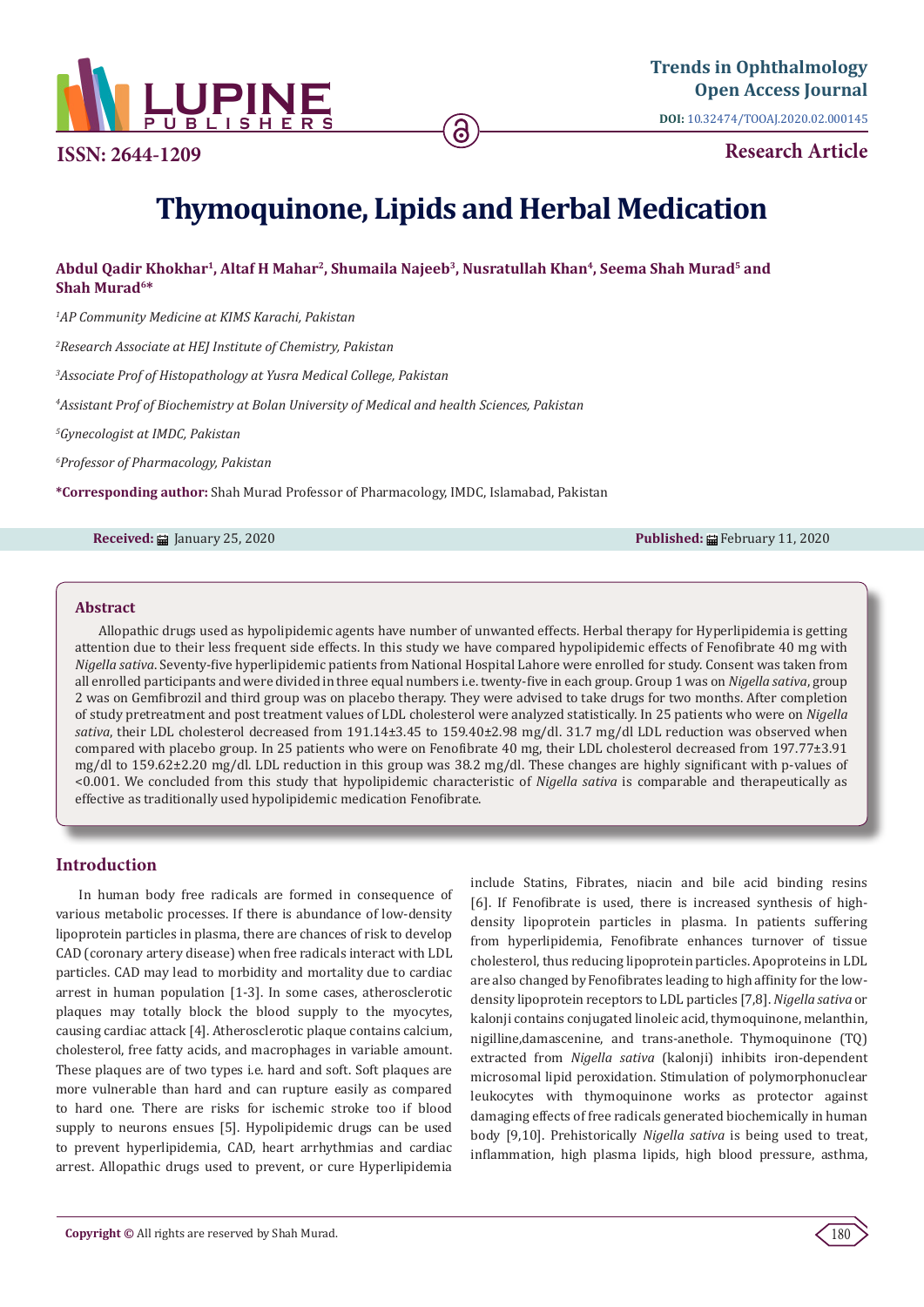# Thymoquinone, Lipids and Herbal Medication

**Abdul Qadir Khokhar[1], Altaf H Mahar[2], Shumaila Najeeb[3], Nusratullah Khan[4], Seema Shah Murad[5] and Shah Murad[6]***

*[1]AP Community Medicine at KIMS Karachi, Pakistan*

*[2]Research Associate at HEJ Institute of Chemistry, Pakistan*

*[3]Associate Prof of Histopathology at Yusra Medical College, Pakistan*

*[4]Assistant Prof of Biochemistry at Bolan University of Medical and health Sciences, Pakistan*

*[5]Gynecologist at IMDC, Pakistan*

*[6]Professor of Pharmacology, Pakistan*

**\*Corresponding author:** Shah Murad Professor of Pharmacology, IMDC, Islamabad, Pakistan

**Received:** January 25, 2020 **Published:** February 11, 2020

## Abstract

Allopathic drugs used as hypolipidemic agents have number of unwanted effects. Herbal therapy for Hyperlipidemia is getting attention due to their less frequent side effects. In this study we have compared hypolipidemic effects of Fenofibrate 40 mg with *Nigella sativa*. Seventy-five hyperlipidemic patients from National Hospital Lahore were enrolled for study. Consent was taken from all enrolled participants and were divided in three equal numbers i.e. twenty-five in each group. Group 1 was on *Nigella sativa*, group 2 was on Gemfibrozil and third group was on placebo therapy. They were advised to take drugs for two months. After completion of study pretreatment and post treatment values of LDL cholesterol were analyzed statistically. In 25 patients who were on *Nigella sativa*, their LDL cholesterol decreased from 191.14±3.45 to 159.40±2.98 mg/dl. 31.7 mg/dl LDL reduction was observed when compared with placebo group. In 25 patients who were on Fenofibrate 40 mg, their LDL cholesterol decreased from 197.77±3.91 mg/dl to 159.62±2.20 mg/dl. LDL reduction in this group was 38.2 mg/dl. These changes are highly significant with p-values of <0.001. We concluded from this study that hypolipidemic characteristic of *Nigella sativa* is comparable and therapeutically as effective as traditionally used hypolipidemic medication Fenofibrate.

## Introduction

In human body free radicals are formed in consequence of various metabolic processes. If there is abundance of low-density lipoprotein particles in plasma, there are chances of risk to develop CAD (coronary artery disease) when free radicals interact with LDL particles. CAD may lead to morbidity and mortality due to cardiac arrest in human population [1-3]. In some cases, atherosclerotic plaques may totally block the blood supply to the myocytes, causing cardiac attack [4]. Atherosclerotic plaque contains calcium, cholesterol, free fatty acids, and macrophages in variable amount. These plaques are of two types i.e. hard and soft. Soft plaques are more vulnerable than hard and can rupture easily as compared to hard one. There are risks for ischemic stroke too if blood supply to neurons ensues [5]. Hypolipidemic drugs can be used to prevent hyperlipidemia, CAD, heart arrhythmias and cardiac arrest. Allopathic drugs used to prevent, or cure Hyperlipidemia include Statins, Fibrates, niacin and bile acid binding resins [6]. If Fenofibrate is used, there is increased synthesis of high-density lipoprotein particles in plasma. In patients suffering from hyperlipidemia, Fenofibrate enhances turnover of tissue cholesterol, thus reducing lipoprotein particles. Apoproteins in LDL are also changed by Fenofibrates leading to high affinity for the low-density lipoprotein receptors to LDL particles [7,8]. *Nigella sativa* or kalonji contains conjugated linoleic acid, thymoquinone, melanthin, nigilline,damascenine, and trans-anethole. Thymoquinone (TQ) extracted from *Nigella sativa* (kalonji) inhibits iron-dependent microsomal lipid peroxidation. Stimulation of polymorphonuclear leukocytes with thymoquinone works as protector against damaging effects of free radicals generated biochemically in human body [9,10]. Prehistorically *Nigella sativa* is being used to treat, inflammation, high plasma lipids, high blood pressure, asthma,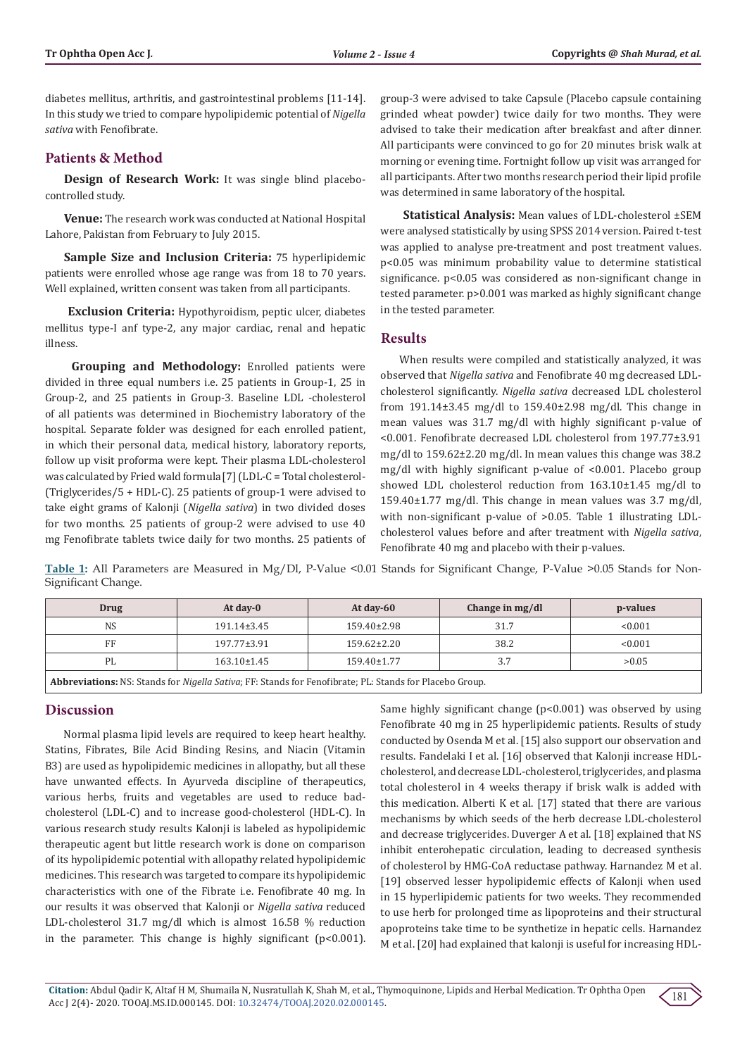diabetes mellitus, arthritis, and gastrointestinal problems [11-14]. In this study we tried to compare hypolipidemic potential of *Nigella sativa* with Fenofibrate.

## Patients & Method

**Design of Research Work:** It was single blind placebo-controlled study.

**Venue:** The research work was conducted at National Hospital Lahore, Pakistan from February to July 2015.

**Sample Size and Inclusion Criteria:** 75 hyperlipidemic patients were enrolled whose age range was from 18 to 70 years. Well explained, written consent was taken from all participants.

**Exclusion Criteria:** Hypothyroidism, peptic ulcer, diabetes mellitus type-I anf type-2, any major cardiac, renal and hepatic illness.

**Grouping and Methodology:** Enrolled patients were divided in three equal numbers i.e. 25 patients in Group-1, 25 in Group-2, and 25 patients in Group-3. Baseline LDL -cholesterol of all patients was determined in Biochemistry laboratory of the hospital. Separate folder was designed for each enrolled patient, in which their personal data, medical history, laboratory reports, follow up visit proforma were kept. Their plasma LDL-cholesterol was calculated by Fried wald formula [7] (LDL-C = Total cholesterol-(Triglycerides/5 + HDL-C). 25 patients of group-1 were advised to take eight grams of Kalonji (*Nigella sativa*) in two divided doses for two months. 25 patients of group-2 were advised to use 40 mg Fenofibrate tablets twice daily for two months. 25 patients of group-3 were advised to take Capsule (Placebo capsule containing grinded wheat powder) twice daily for two months. They were advised to take their medication after breakfast and after dinner. All participants were convinced to go for 20 minutes brisk walk at morning or evening time. Fortnight follow up visit was arranged for all participants. After two months research period their lipid profile was determined in same laboratory of the hospital.

**Statistical Analysis:** Mean values of LDL-cholesterol ±SEM were analysed statistically by using SPSS 2014 version. Paired t-test was applied to analyse pre-treatment and post treatment values. p<0.05 was minimum probability value to determine statistical significance. p<0.05 was considered as non-significant change in tested parameter. p>0.001 was marked as highly significant change in the tested parameter.

## Results

When results were compiled and statistically analyzed, it was observed that *Nigella sativa* and Fenofibrate 40 mg decreased LDL-cholesterol significantly. *Nigella sativa* decreased LDL cholesterol from 191.14±3.45 mg/dl to 159.40±2.98 mg/dl. This change in mean values was 31.7 mg/dl with highly significant p-value of <0.001. Fenofibrate decreased LDL cholesterol from 197.77±3.91 mg/dl to 159.62±2.20 mg/dl. In mean values this change was 38.2 mg/dl with highly significant p-value of <0.001. Placebo group showed LDL cholesterol reduction from 163.10±1.45 mg/dl to 159.40±1.77 mg/dl. This change in mean values was 3.7 mg/dl, with non-significant p-value of >0.05. Table 1 illustrating LDL-cholesterol values before and after treatment with *Nigella sativa*, Fenofibrate 40 mg and placebo with their p-values.

**Table 1:** All Parameters are Measured in Mg/Dl, P-Value <0.01 Stands for Significant Change, P-Value >0.05 Stands for Non-Significant Change.

| Drug | At day-0 | At day-60 | Change in mg/dl | p-values |
|---|---|---|---|---|
| NS | 191.14±3.45 | 159.40±2.98 | 31.7 | <0.001 |
| FF | 197.77±3.91 | 159.62±2.20 | 38.2 | <0.001 |
| PL | 163.10±1.45 | 159.40±1.77 | 3.7 | >0.05 |

**Abbreviations:** NS: Stands for *Nigella Sativa*; FF: Stands for Fenofibrate; PL: Stands for Placebo Group.

## Discussion

Normal plasma lipid levels are required to keep heart healthy. Statins, Fibrates, Bile Acid Binding Resins, and Niacin (Vitamin B3) are used as hypolipidemic medicines in allopathy, but all these have unwanted effects. In Ayurveda discipline of therapeutics, various herbs, fruits and vegetables are used to reduce bad-cholesterol (LDL-C) and to increase good-cholesterol (HDL-C). In various research study results Kalonji is labeled as hypolipidemic therapeutic agent but little research work is done on comparison of its hypolipidemic potential with allopathy related hypolipidemic medicines. This research was targeted to compare its hypolipidemic characteristics with one of the Fibrate i.e. Fenofibrate 40 mg. In our results it was observed that Kalonji or *Nigella sativa* reduced LDL-cholesterol 31.7 mg/dl which is almost 16.58 % reduction in the parameter. This change is highly significant (p<0.001). Same highly significant change (p<0.001) was observed by using Fenofibrate 40 mg in 25 hyperlipidemic patients. Results of study conducted by Osenda M et al. [15] also support our observation and results. Fandelaki I et al. [16] observed that Kalonji increase HDL-cholesterol, and decrease LDL-cholesterol, triglycerides, and plasma total cholesterol in 4 weeks therapy if brisk walk is added with this medication. Alberti K et al. [17] stated that there are various mechanisms by which seeds of the herb decrease LDL-cholesterol and decrease triglycerides. Duverger A et al. [18] explained that NS inhibit enterohepatic circulation, leading to decreased synthesis of cholesterol by HMG-CoA reductase pathway. Harnandez M et al. [19] observed lesser hypolipidemic effects of Kalonji when used in 15 hyperlipidemic patients for two weeks. They recommended to use herb for prolonged time as lipoproteins and their structural apoproteins take time to be synthetize in hepatic cells. Harnandez M et al. [20] had explained that kalonji is useful for increasing HDL-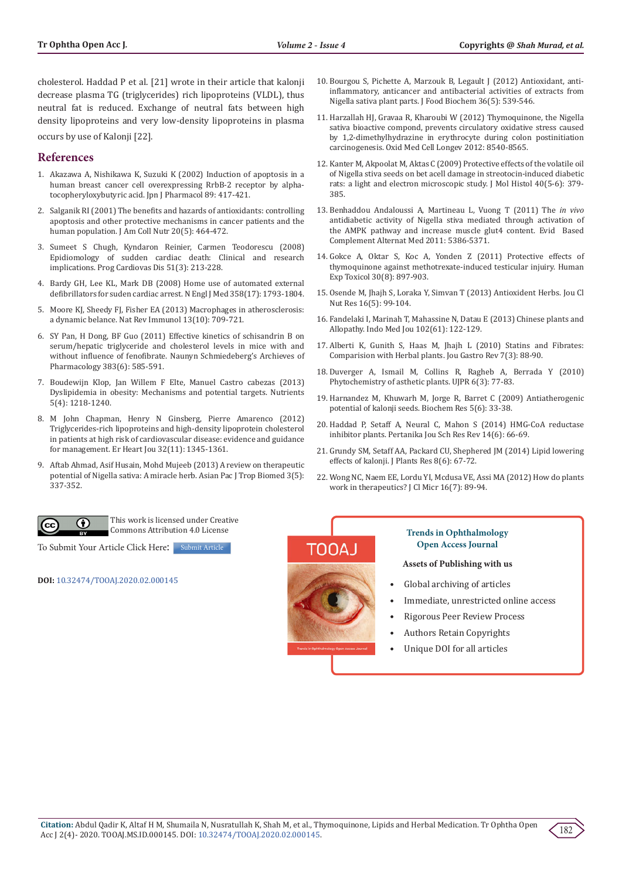cholesterol. Haddad P et al. [21] wrote in their article that kalonji decrease plasma TG (triglycerides) rich lipoproteins (VLDL), thus neutral fat is reduced. Exchange of neutral fats between high density lipoproteins and very low-density lipoproteins in plasma occurs by use of Kalonji [22].

## References

1. Akazawa A, Nishikawa K, Suzuki K (2002) Induction of apoptosis in a human breast cancer cell overexpressing RrbB-2 receptor by alpha-tocopheryloxybutyric acid. Jpn J Pharmacol 89: 417-421.
2. Salganik RI (2001) The benefits and hazards of antioxidants: controlling apoptosis and other protective mechanisms in cancer patients and the human population. J Am Coll Nutr 20(5): 464-472.
3. Sumeet S Chugh, Kyndaron Reinier, Carmen Teodorescu (2008) Epidiomology of sudden cardiac death: Clinical and research implications. Prog Cardiovas Dis 51(3): 213-228.
4. Bardy GH, Lee KL, Mark DB (2008) Home use of automated external defibrillators for suden cardiac arrest. N Engl J Med 358(17): 1793-1804.
5. Moore KJ, Sheedy FJ, Fisher EA (2013) Macrophages in atherosclerosis: a dynamic belance. Nat Rev Immunol 13(10): 709-721.
6. SY Pan, H Dong, BF Guo (2011) Effective kinetics of schisandrin B on serum/hepatic triglyceride and cholesterol levels in mice with and without influence of fenofibrate. Naunyn Schmiedeberg's Archieves of Pharmacology 383(6): 585-591.
7. Boudewijn Klop, Jan Willem F Elte, Manuel Castro cabezas (2013) Dyslipidemia in obesity: Mechanisms and potential targets. Nutrients 5(4): 1218-1240.
8. M John Chapman, Henry N Ginsberg, Pierre Amarenco (2012) Triglyceride-rich lipoproteins and high-density lipoprotein cholesterol in patients at high risk of cardiovascular disease: evidence and guidance for management. Er Heart Jou 32(11): 1345-1361.
9. Aftab Ahmad, Asif Husain, Mohd Mujeeb (2013) A review on therapeutic potential of Nigella sativa: A miracle herb. Asian Pac J Trop Biomed 3(5): 337-352.
10. Bourgou S, Pichette A, Marzouk B, Legault J (2012) Antioxidant, anti-inflammatory, anticancer and antibacterial activities of extracts from Nigella sativa plant parts. J Food Biochem 36(5): 539-546.
11. Harzallah HJ, Gravaa R, Kharoubi W (2012) Thymoquinone, the Nigella sativa bioactive compond, prevents circulatory oxidative stress caused by 1,2-dimethylhydrazine in erythrocyte during colon postinitiation carcinogenesis. Oxid Med Cell Longev 2012: 8540-8565.
12. Kanter M, Akpoolat M, Aktas C (2009) Protective effects of the volatile oil of Nigella stiva seeds on bet acell damage in streotocin-induced diabetic rats: a light and electron microscopic study. J Mol Histol 40(5-6): 379-385.
13. Benhaddou Andaloussi A, Martineau L, Vuong T (2011) The *in vivo* antidiabetic activity of Nigella stiva mediated through activation of the AMPK pathway and increase muscle glut4 content. Evid Based Complement Alternat Med 2011: 5386-5371.
14. Gokce A, Oktar S, Koc A, Yonden Z (2011) Protective effects of thymoquinone against methotrexate-induced testicular injuiry. Human Exp Toxicol 30(8): 897-903.
15. Osende M, Jhajh S, Loraka Y, Simvan T (2013) Antioxident Herbs. Jou Cl Nut Res 16(5): 99-104.
16. Fandelaki I, Marinah T, Mahassine N, Datau E (2013) Chinese plants and Allopathy. Indo Med Jou 102(61): 122-129.
17. Alberti K, Gunith S, Haas M, Jhajh L (2010) Statins and Fibrates: Comparision with Herbal plants. Jou Gastro Rev 7(3): 88-90.
18. Duverger A, Ismail M, Collins R, Ragheb A, Berrada Y (2010) Phytochemistry of asthetic plants. UJPR 6(3): 77-83.
19. Harnandez M, Khuwarh M, Jorge R, Barret C (2009) Antiatherogenic potential of kalonji seeds. Biochem Res 5(6): 33-38.
20. Haddad P, Setaff A, Neural C, Mahon S (2014) HMG-CoA reductase inhibitor plants. Pertanika Jou Sch Res Rev 14(6): 66-69.
21. Grundy SM, Setaff AA, Packard CU, Shephered JM (2014) Lipid lowering effects of kalonji. J Plants Res 8(6): 67-72.
22. Wong NC, Naem EE, Lordu YI, Mcdusa VE, Assi MA (2012) How do plants work in therapeutics? J Cl Micr 16(7): 89-94.

This work is licensed under Creative Commons Attribution 4.0 License

To Submit Your Article Click Here: Submit Article

**DOI:** 10.32474/TOOAJ.2020.02.000145

**Trends in Ophthalmology Open Access Journal**

**Assets of Publishing with us**

- Global archiving of articles
- Immediate, unrestricted online access
- Rigorous Peer Review Process
- Authors Retain Copyrights
- Unique DOI for all articles

**Citation:** Abdul Qadir K, Altaf H M, Shumaila N, Nusratullah K, Shah M, et al., Thymoquinone, Lipids and Herbal Medication. Tr Ophtha Open Acc J 2(4)- 2020. TOOAJ.MS.ID.000145. DOI: 10.32474/TOOAJ.2020.02.000145.